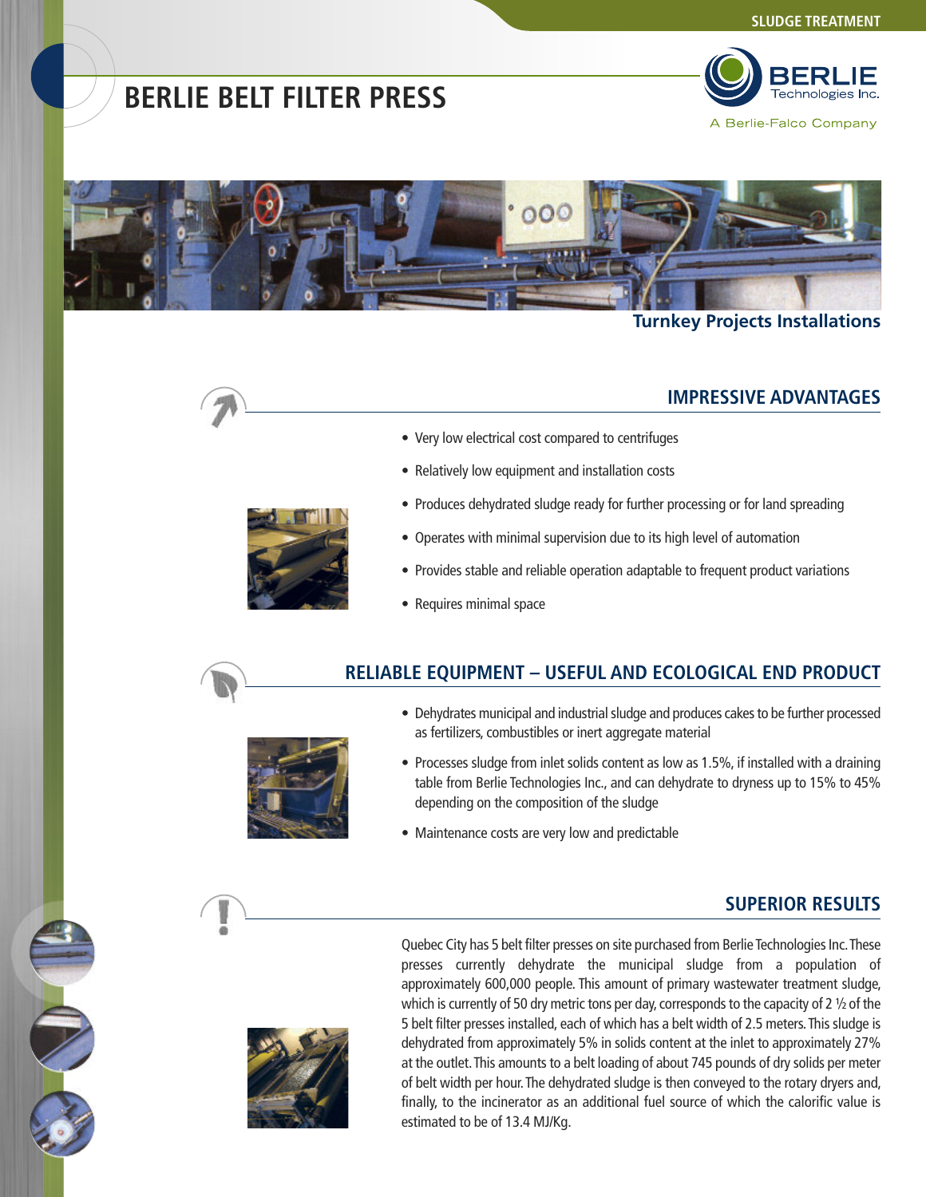SLUDGE TREATMENT

# BERLIE BELT FILTER PRESS

BERLIE Technologies Inc.
A Berlie-Falco Company

**Turnkey Projects Installations**

## IMPRESSIVE ADVANTAGES

- Very low electrical cost compared to centrifuges
- Relatively low equipment and installation costs
- Produces dehydrated sludge ready for further processing or for land spreading
- Operates with minimal supervision due to its high level of automation
- Provides stable and reliable operation adaptable to frequent product variations
- Requires minimal space

## RELIABLE EQUIPMENT – USEFUL AND ECOLOGICAL END PRODUCT

- Dehydrates municipal and industrial sludge and produces cakes to be further processed as fertilizers, combustibles or inert aggregate material
- Processes sludge from inlet solids content as low as 1.5%, if installed with a draining table from Berlie Technologies Inc., and can dehydrate to dryness up to 15% to 45% depending on the composition of the sludge
- Maintenance costs are very low and predictable

## SUPERIOR RESULTS

Quebec City has 5 belt filter presses on site purchased from Berlie Technologies Inc. These presses currently dehydrate the municipal sludge from a population of approximately 600,000 people. This amount of primary wastewater treatment sludge, which is currently of 50 dry metric tons per day, corresponds to the capacity of 2 ½ of the 5 belt filter presses installed, each of which has a belt width of 2.5 meters. This sludge is dehydrated from approximately 5% in solids content at the inlet to approximately 27% at the outlet. This amounts to a belt loading of about 745 pounds of dry solids per meter of belt width per hour. The dehydrated sludge is then conveyed to the rotary dryers and, finally, to the incinerator as an additional fuel source of which the calorific value is estimated to be of 13.4 MJ/Kg.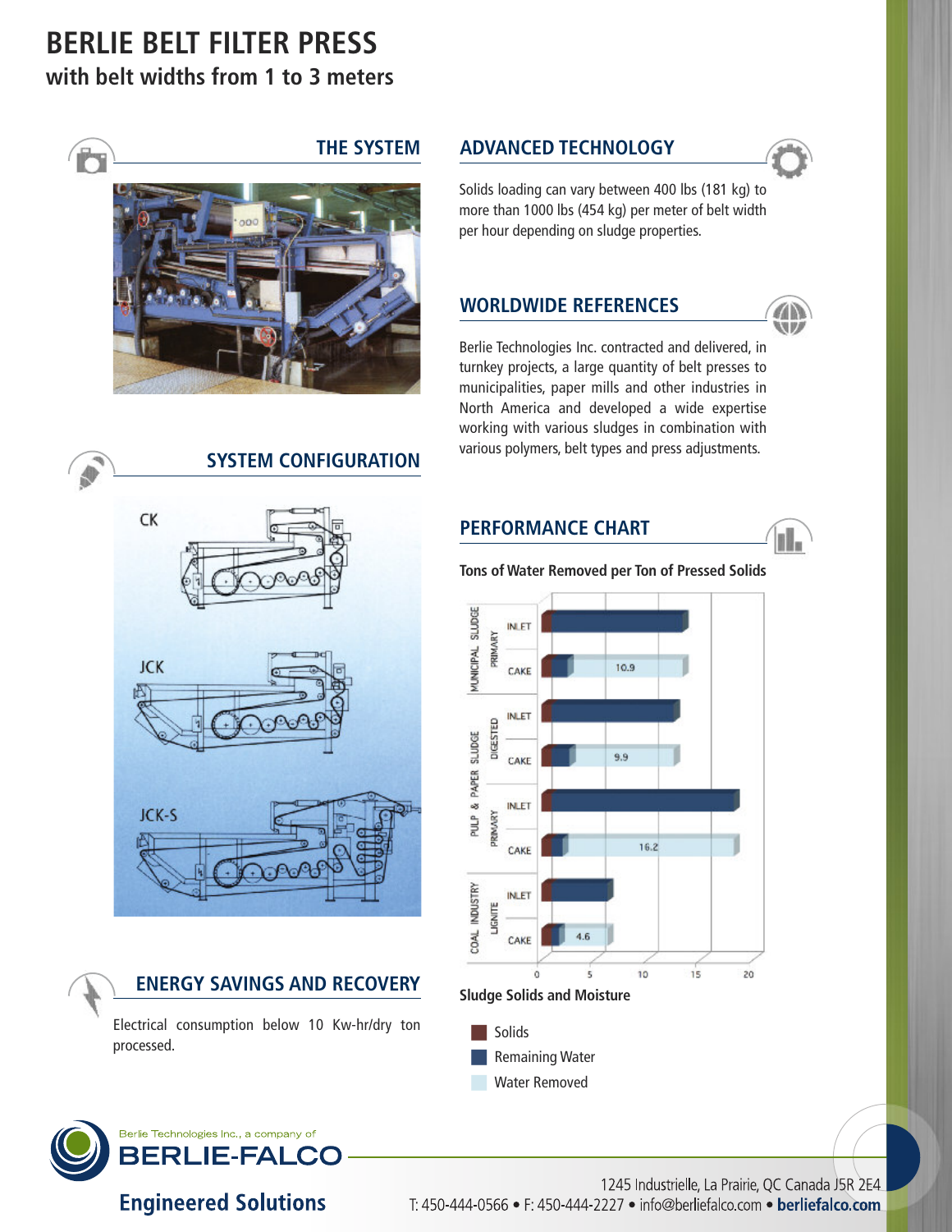# BERLIE BELT FILTER PRESS

## with belt widths from 1 to 3 meters

## THE SYSTEM

## SYSTEM CONFIGURATION

CK

JCK

JCK-S

## ENERGY SAVINGS AND RECOVERY

Electrical consumption below 10 Kw-hr/dry ton processed.

## ADVANCED TECHNOLOGY

Solids loading can vary between 400 lbs (181 kg) to more than 1000 lbs (454 kg) per meter of belt width per hour depending on sludge properties.

## WORLDWIDE REFERENCES

Berlie Technologies Inc. contracted and delivered, in turnkey projects, a large quantity of belt presses to municipalities, paper mills and other industries in North America and developed a wide expertise working with various sludges in combination with various polymers, belt types and press adjustments.

## PERFORMANCE CHART

**Tons of Water Removed per Ton of Pressed Solids**

MUNICIPAL SLUDGE – PRIMARY – INLET / CAKE – 10.9

DIGESTED – INLET / CAKE – 9.9

PULP & PAPER SLUDGE – PRIMARY – INLET / CAKE – 16.2

COAL INDUSTRY – LIGNITE – INLET / CAKE – 4.6

0 5 10 15 20

**Sludge Solids and Moisture**

- Solids
- Remaining Water
- Water Removed

Berlie Technologies Inc., a company of BERLIE-FALCO

**Engineered Solutions**

1245 Industrielle, La Prairie, QC Canada J5R 2E4
T: 450-444-0566 • F: 450-444-2227 • info@berliefalco.com • **berliefalco.com**